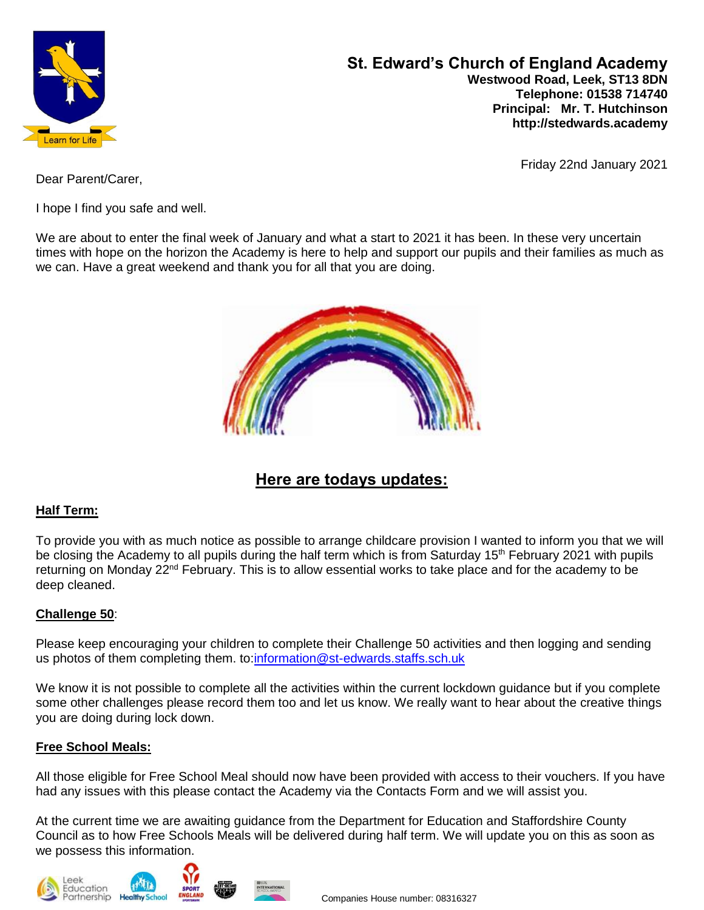**St. Edward's Church of England Academy**
**Westwood Road, Leek, ST13 8DN**
**Telephone: 01538 714740**
**Principal: Mr. T. Hutchinson**
**http://stedwards.academy**

Learn for Life

Friday 22nd January 2021

Dear Parent/Carer,

I hope I find you safe and well.

We are about to enter the final week of January and what a start to 2021 it has been. In these very uncertain times with hope on the horizon the Academy is here to help and support our pupils and their families as much as we can. Have a great weekend and thank you for all that you are doing.

## Here are todays updates:

### Half Term:

To provide you with as much notice as possible to arrange childcare provision I wanted to inform you that we will be closing the Academy to all pupils during the half term which is from Saturday 15th February 2021 with pupils returning on Monday 22nd February. This is to allow essential works to take place and for the academy to be deep cleaned.

### Challenge 50:

Please keep encouraging your children to complete their Challenge 50 activities and then logging and sending us photos of them completing them. to:information@st-edwards.staffs.sch.uk

We know it is not possible to complete all the activities within the current lockdown guidance but if you complete some other challenges please record them too and let us know. We really want to hear about the creative things you are doing during lock down.

### Free School Meals:

All those eligible for Free School Meal should now have been provided with access to their vouchers. If you have had any issues with this please contact the Academy via the Contacts Form and we will assist you.

At the current time we are awaiting guidance from the Department for Education and Staffordshire County Council as to how Free Schools Meals will be delivered during half term. We will update you on this as soon as we possess this information.

Companies House number: 08316327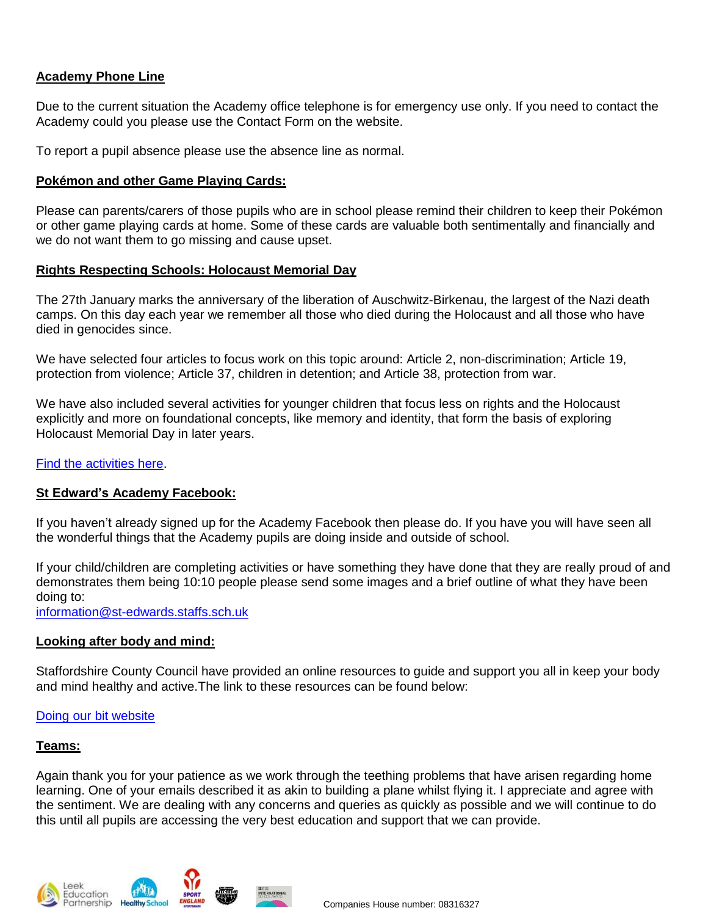**Academy Phone Line**

Due to the current situation the Academy office telephone is for emergency use only. If you need to contact the Academy could you please use the Contact Form on the website.

To report a pupil absence please use the absence line as normal.

**Pokémon and other Game Playing Cards:**

Please can parents/carers of those pupils who are in school please remind their children to keep their Pokémon or other game playing cards at home. Some of these cards are valuable both sentimentally and financially and we do not want them to go missing and cause upset.

**Rights Respecting Schools: Holocaust Memorial Day**

The 27th January marks the anniversary of the liberation of Auschwitz-Birkenau, the largest of the Nazi death camps. On this day each year we remember all those who died during the Holocaust and all those who have died in genocides since.

We have selected four articles to focus work on this topic around: Article 2, non-discrimination; Article 19, protection from violence; Article 37, children in detention; and Article 38, protection from war.

We have also included several activities for younger children that focus less on rights and the Holocaust explicitly and more on foundational concepts, like memory and identity, that form the basis of exploring Holocaust Memorial Day in later years.

Find the activities here.

**St Edward's Academy Facebook:**

If you haven't already signed up for the Academy Facebook then please do. If you have you will have seen all the wonderful things that the Academy pupils are doing inside and outside of school.

If your child/children are completing activities or have something they have done that they are really proud of and demonstrates them being 10:10 people please send some images and a brief outline of what they have been doing to:
information@st-edwards.staffs.sch.uk

**Looking after body and mind:**

Staffordshire County Council have provided an online resources to guide and support you all in keep your body and mind healthy and active.The link to these resources can be found below:

Doing our bit website

**Teams:**

Again thank you for your patience as we work through the teething problems that have arisen regarding home learning. One of your emails described it as akin to building a plane whilst flying it. I appreciate and agree with the sentiment. We are dealing with any concerns and queries as quickly as possible and we will continue to do this until all pupils are accessing the very best education and support that we can provide.

Companies House number: 08316327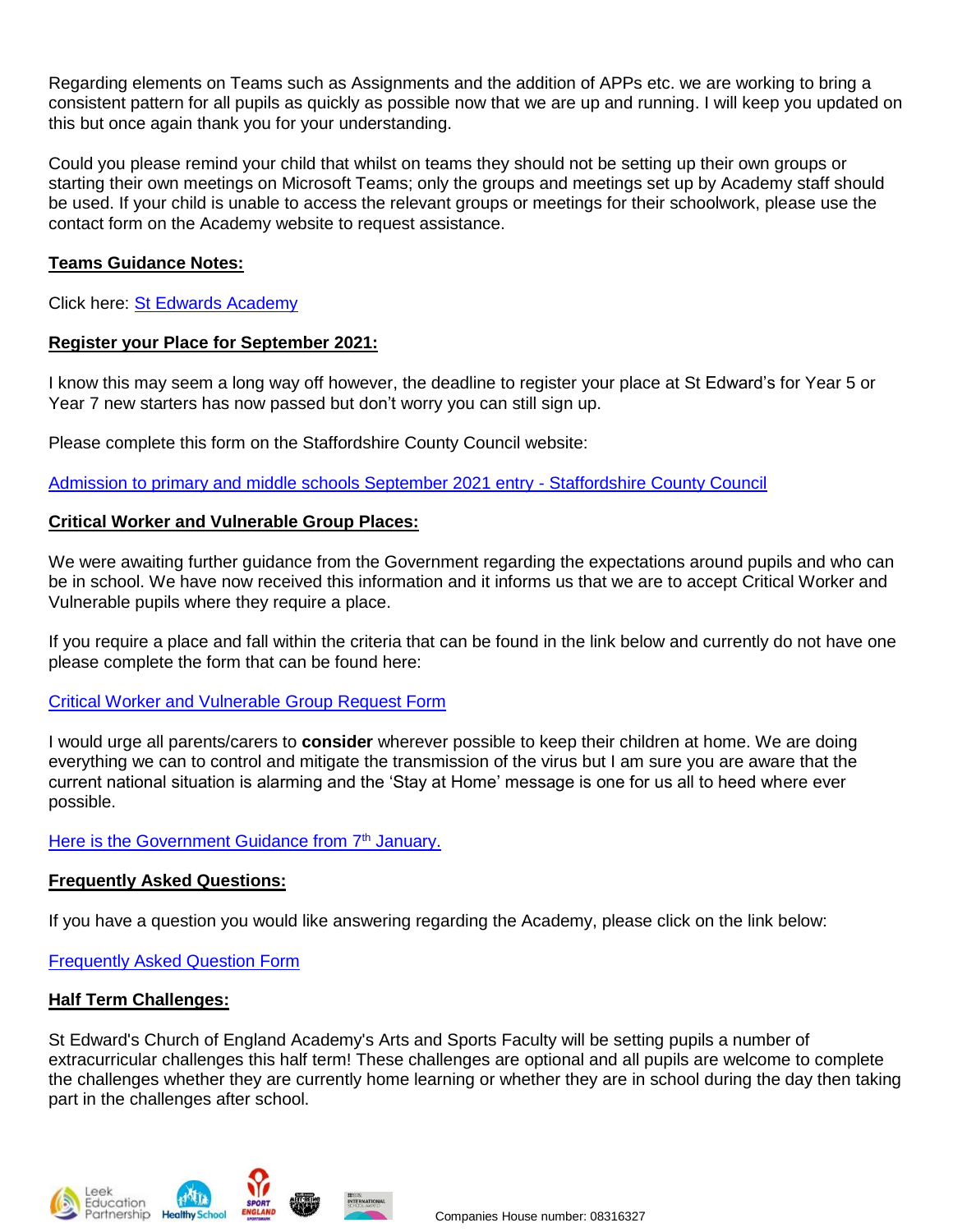Regarding elements on Teams such as Assignments and the addition of APPs etc. we are working to bring a consistent pattern for all pupils as quickly as possible now that we are up and running. I will keep you updated on this but once again thank you for your understanding.

Could you please remind your child that whilst on teams they should not be setting up their own groups or starting their own meetings on Microsoft Teams; only the groups and meetings set up by Academy staff should be used. If your child is unable to access the relevant groups or meetings for their schoolwork, please use the contact form on the Academy website to request assistance.

**Teams Guidance Notes:**

Click here: St Edwards Academy

**Register your Place for September 2021:**

I know this may seem a long way off however, the deadline to register your place at St Edward's for Year 5 or Year 7 new starters has now passed but don't worry you can still sign up.

Please complete this form on the Staffordshire County Council website:

Admission to primary and middle schools September 2021 entry - Staffordshire County Council

**Critical Worker and Vulnerable Group Places:**

We were awaiting further guidance from the Government regarding the expectations around pupils and who can be in school. We have now received this information and it informs us that we are to accept Critical Worker and Vulnerable pupils where they require a place.

If you require a place and fall within the criteria that can be found in the link below and currently do not have one please complete the form that can be found here:

Critical Worker and Vulnerable Group Request Form

I would urge all parents/carers to **consider** wherever possible to keep their children at home. We are doing everything we can to control and mitigate the transmission of the virus but I am sure you are aware that the current national situation is alarming and the 'Stay at Home' message is one for us all to heed where ever possible.

Here is the Government Guidance from 7th January.

**Frequently Asked Questions:**

If you have a question you would like answering regarding the Academy, please click on the link below:

Frequently Asked Question Form

**Half Term Challenges:**

St Edward's Church of England Academy's Arts and Sports Faculty will be setting pupils a number of extracurricular challenges this half term! These challenges are optional and all pupils are welcome to complete the challenges whether they are currently home learning or whether they are in school during the day then taking part in the challenges after school.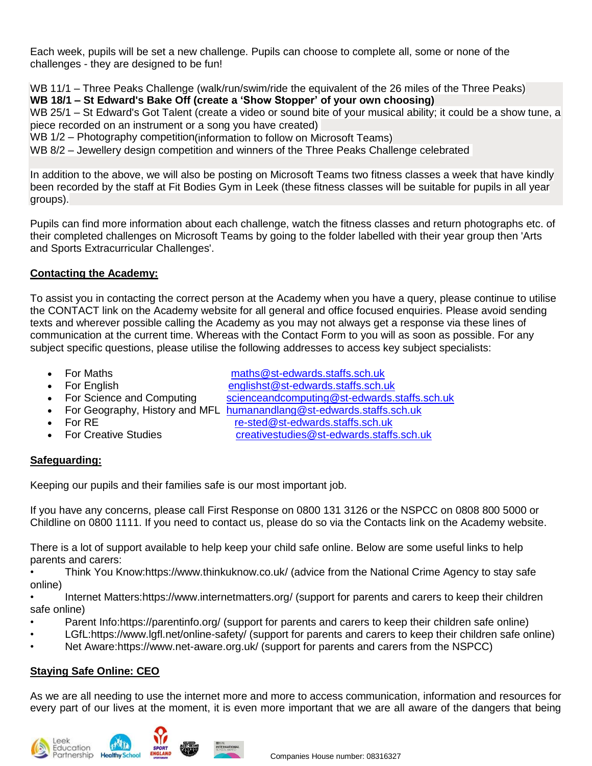Each week, pupils will be set a new challenge. Pupils can choose to complete all, some or none of the challenges - they are designed to be fun!

WB 11/1 – Three Peaks Challenge (walk/run/swim/ride the equivalent of the 26 miles of the Three Peaks)
**WB 18/1 – St Edward's Bake Off (create a 'Show Stopper' of your own choosing)**
WB 25/1 – St Edward's Got Talent (create a video or sound bite of your musical ability; it could be a show tune, a piece recorded on an instrument or a song you have created)
WB 1/2 – Photography competition(information to follow on Microsoft Teams)
WB 8/2 – Jewellery design competition and winners of the Three Peaks Challenge celebrated

In addition to the above, we will also be posting on Microsoft Teams two fitness classes a week that have kindly been recorded by the staff at Fit Bodies Gym in Leek (these fitness classes will be suitable for pupils in all year groups).

Pupils can find more information about each challenge, watch the fitness classes and return photographs etc. of their completed challenges on Microsoft Teams by going to the folder labelled with their year group then 'Arts and Sports Extracurricular Challenges'.

## Contacting the Academy:

To assist you in contacting the correct person at the Academy when you have a query, please continue to utilise the CONTACT link on the Academy website for all general and office focused enquiries. Please avoid sending texts and wherever possible calling the Academy as you may not always get a response via these lines of communication at the current time. Whereas with the Contact Form to you will as soon as possible. For any subject specific questions, please utilise the following addresses to access key subject specialists:

- For Maths maths@st-edwards.staffs.sch.uk
- For English englishst@st-edwards.staffs.sch.uk
- For Science and Computing scienceandcomputing@st-edwards.staffs.sch.uk
- For Geography, History and MFL humanandlang@st-edwards.staffs.sch.uk
- For RE re-sted@st-edwards.staffs.sch.uk
- For Creative Studies creativestudies@st-edwards.staffs.sch.uk

## Safeguarding:

Keeping our pupils and their families safe is our most important job.

If you have any concerns, please call First Response on 0800 131 3126 or the NSPCC on 0808 800 5000 or Childline on 0800 1111. If you need to contact us, please do so via the Contacts link on the Academy website.

There is a lot of support available to help keep your child safe online. Below are some useful links to help parents and carers:

- Think You Know:https://www.thinkuknow.co.uk/ (advice from the National Crime Agency to stay safe online)
- Internet Matters:https://www.internetmatters.org/ (support for parents and carers to keep their children safe online)
- Parent Info:https://parentinfo.org/ (support for parents and carers to keep their children safe online)
- LGfL:https://www.lgfl.net/online-safety/ (support for parents and carers to keep their children safe online)
- Net Aware:https://www.net-aware.org.uk/ (support for parents and carers from the NSPCC)

## Staying Safe Online: CEO

As we are all needing to use the internet more and more to access communication, information and resources for every part of our lives at the moment, it is even more important that we are all aware of the dangers that being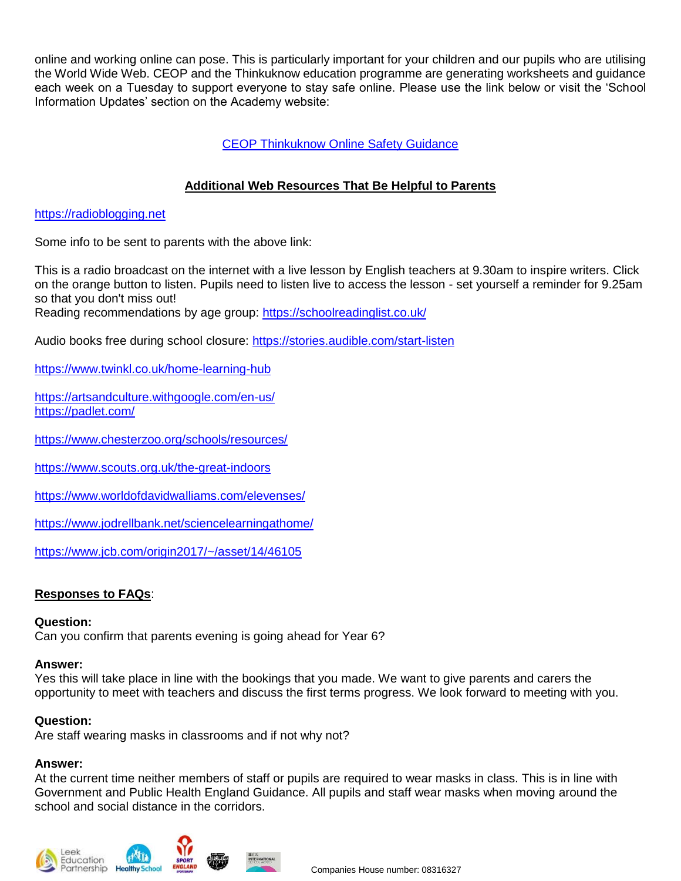online and working online can pose. This is particularly important for your children and our pupils who are utilising the World Wide Web. CEOP and the Thinkuknow education programme are generating worksheets and guidance each week on a Tuesday to support everyone to stay safe online. Please use the link below or visit the 'School Information Updates' section on the Academy website:

CEOP Thinkuknow Online Safety Guidance

**Additional Web Resources That Be Helpful to Parents**

https://radioblogging.net

Some info to be sent to parents with the above link:

This is a radio broadcast on the internet with a live lesson by English teachers at 9.30am to inspire writers. Click on the orange button to listen. Pupils need to listen live to access the lesson - set yourself a reminder for 9.25am so that you don't miss out!
Reading recommendations by age group: https://schoolreadinglist.co.uk/

Audio books free during school closure: https://stories.audible.com/start-listen

https://www.twinkl.co.uk/home-learning-hub

https://artsandculture.withgoogle.com/en-us/
https://padlet.com/

https://www.chesterzoo.org/schools/resources/

https://www.scouts.org.uk/the-great-indoors

https://www.worldofdavidwalliams.com/elevenses/

https://www.jodrellbank.net/sciencelearningathome/

https://www.jcb.com/origin2017/~/asset/14/46105

**Responses to FAQs**:

**Question:**
Can you confirm that parents evening is going ahead for Year 6?

**Answer:**
Yes this will take place in line with the bookings that you made. We want to give parents and carers the opportunity to meet with teachers and discuss the first terms progress. We look forward to meeting with you.

**Question:**
Are staff wearing masks in classrooms and if not why not?

**Answer:**
At the current time neither members of staff or pupils are required to wear masks in class. This is in line with Government and Public Health England Guidance. All pupils and staff wear masks when moving around the school and social distance in the corridors.

Companies House number: 08316327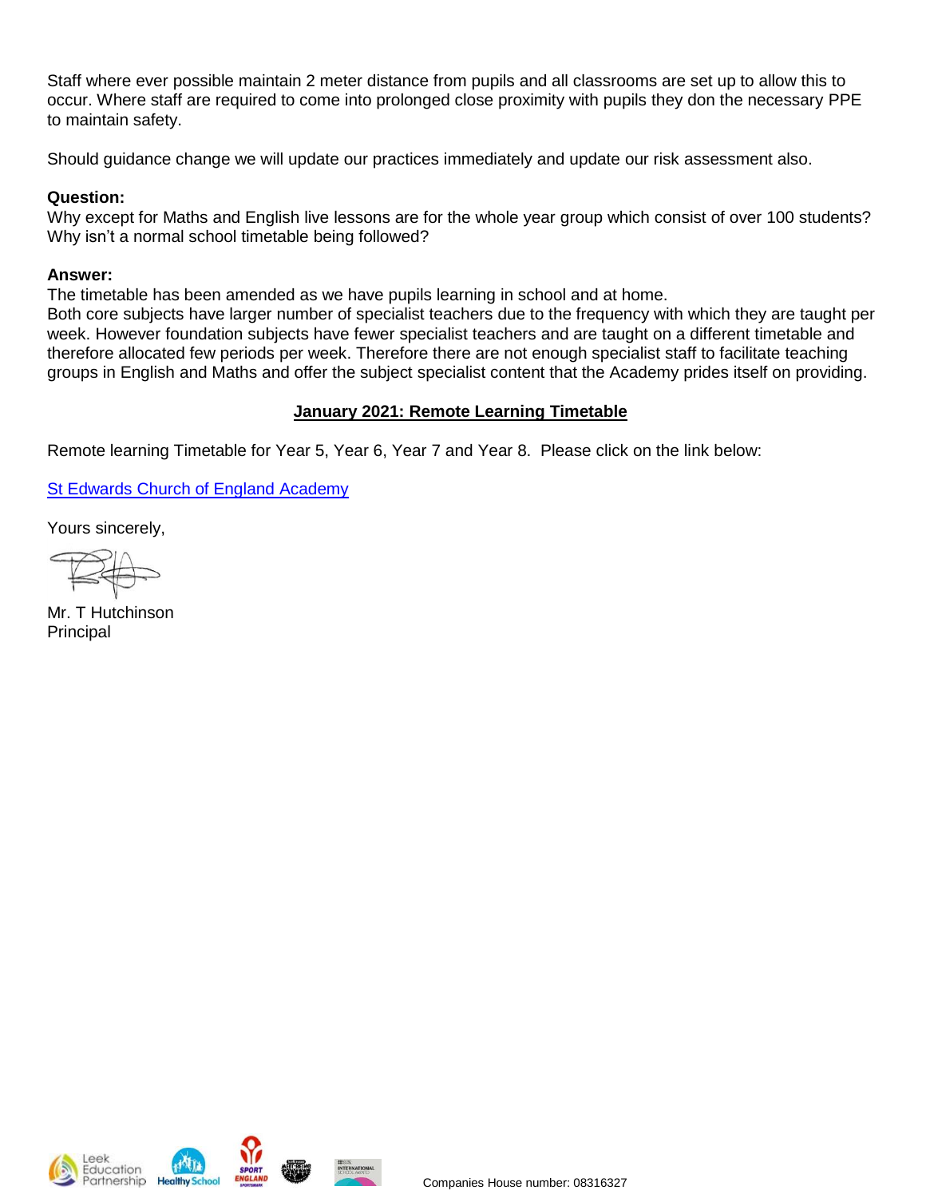Staff where ever possible maintain 2 meter distance from pupils and all classrooms are set up to allow this to occur. Where staff are required to come into prolonged close proximity with pupils they don the necessary PPE to maintain safety.

Should guidance change we will update our practices immediately and update our risk assessment also.

**Question:**
Why except for Maths and English live lessons are for the whole year group which consist of over 100 students? Why isn't a normal school timetable being followed?

**Answer:**
The timetable has been amended as we have pupils learning in school and at home.
Both core subjects have larger number of specialist teachers due to the frequency with which they are taught per week. However foundation subjects have fewer specialist teachers and are taught on a different timetable and therefore allocated few periods per week. Therefore there are not enough specialist staff to facilitate teaching groups in English and Maths and offer the subject specialist content that the Academy prides itself on providing.

**January 2021: Remote Learning Timetable**

Remote learning Timetable for Year 5, Year 6, Year 7 and Year 8. Please click on the link below:

St Edwards Church of England Academy

Yours sincerely,

Mr. T Hutchinson
Principal

Companies House number: 08316327